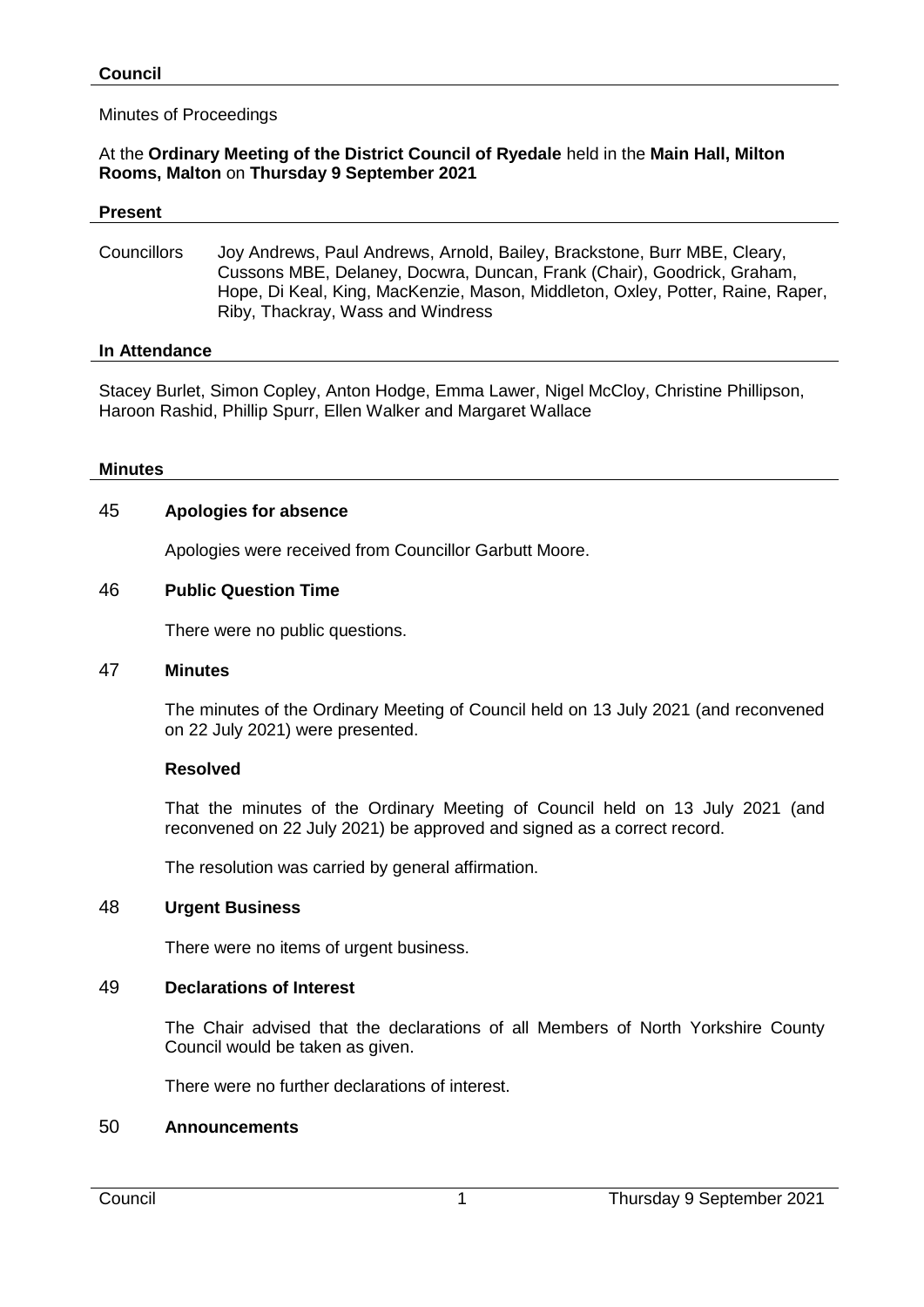## Council

Minutes of Proceedings

At the **Ordinary Meeting of the District Council of Ryedale** held in the **Main Hall, Milton Rooms, Malton** on **Thursday 9 September 2021**

### Present

Councillors Joy Andrews, Paul Andrews, Arnold, Bailey, Brackstone, Burr MBE, Cleary, Cussons MBE, Delaney, Docwra, Duncan, Frank (Chair), Goodrick, Graham, Hope, Di Keal, King, MacKenzie, Mason, Middleton, Oxley, Potter, Raine, Raper, Riby, Thackray, Wass and Windress

### In Attendance

Stacey Burlet, Simon Copley, Anton Hodge, Emma Lawer, Nigel McCloy, Christine Phillipson, Haroon Rashid, Phillip Spurr, Ellen Walker and Margaret Wallace

### Minutes

45 **Apologies for absence**

Apologies were received from Councillor Garbutt Moore.

46 **Public Question Time**

There were no public questions.

47 **Minutes**

The minutes of the Ordinary Meeting of Council held on 13 July 2021 (and reconvened on 22 July 2021) were presented.

**Resolved**

That the minutes of the Ordinary Meeting of Council held on 13 July 2021 (and reconvened on 22 July 2021) be approved and signed as a correct record.

The resolution was carried by general affirmation.

48 **Urgent Business**

There were no items of urgent business.

49 **Declarations of Interest**

The Chair advised that the declarations of all Members of North Yorkshire County Council would be taken as given.

There were no further declarations of interest.

50 **Announcements**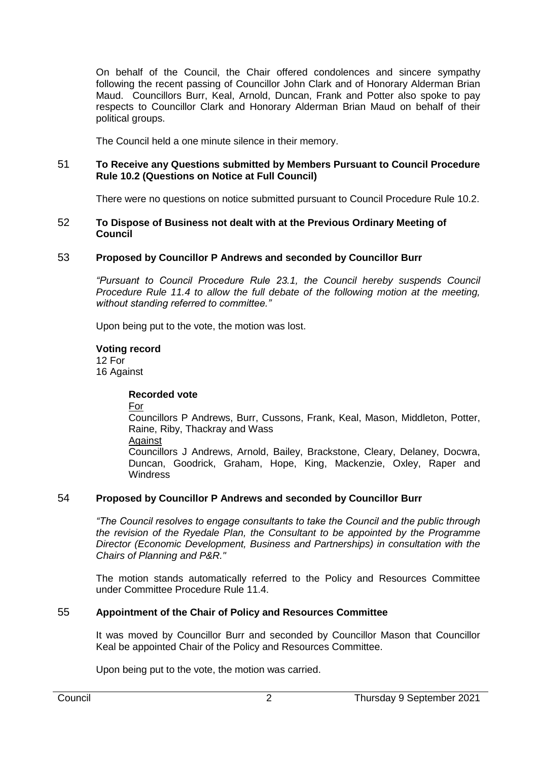On behalf of the Council, the Chair offered condolences and sincere sympathy following the recent passing of Councillor John Clark and of Honorary Alderman Brian Maud. Councillors Burr, Keal, Arnold, Duncan, Frank and Potter also spoke to pay respects to Councillor Clark and Honorary Alderman Brian Maud on behalf of their political groups.

The Council held a one minute silence in their memory.

## 51 To Receive any Questions submitted by Members Pursuant to Council Procedure Rule 10.2 (Questions on Notice at Full Council)

There were no questions on notice submitted pursuant to Council Procedure Rule 10.2.

## 52 To Dispose of Business not dealt with at the Previous Ordinary Meeting of Council

## 53 Proposed by Councillor P Andrews and seconded by Councillor Burr

*"Pursuant to Council Procedure Rule 23.1, the Council hereby suspends Council Procedure Rule 11.4 to allow the full debate of the following motion at the meeting, without standing referred to committee."*

Upon being put to the vote, the motion was lost.

**Voting record**
12 For
16 Against

**Recorded vote**
For
Councillors P Andrews, Burr, Cussons, Frank, Keal, Mason, Middleton, Potter, Raine, Riby, Thackray and Wass
Against
Councillors J Andrews, Arnold, Bailey, Brackstone, Cleary, Delaney, Docwra, Duncan, Goodrick, Graham, Hope, King, Mackenzie, Oxley, Raper and Windress

## 54 Proposed by Councillor P Andrews and seconded by Councillor Burr

*"The Council resolves to engage consultants to take the Council and the public through the revision of the Ryedale Plan, the Consultant to be appointed by the Programme Director (Economic Development, Business and Partnerships) in consultation with the Chairs of Planning and P&R."*

The motion stands automatically referred to the Policy and Resources Committee under Committee Procedure Rule 11.4.

## 55 Appointment of the Chair of Policy and Resources Committee

It was moved by Councillor Burr and seconded by Councillor Mason that Councillor Keal be appointed Chair of the Policy and Resources Committee.

Upon being put to the vote, the motion was carried.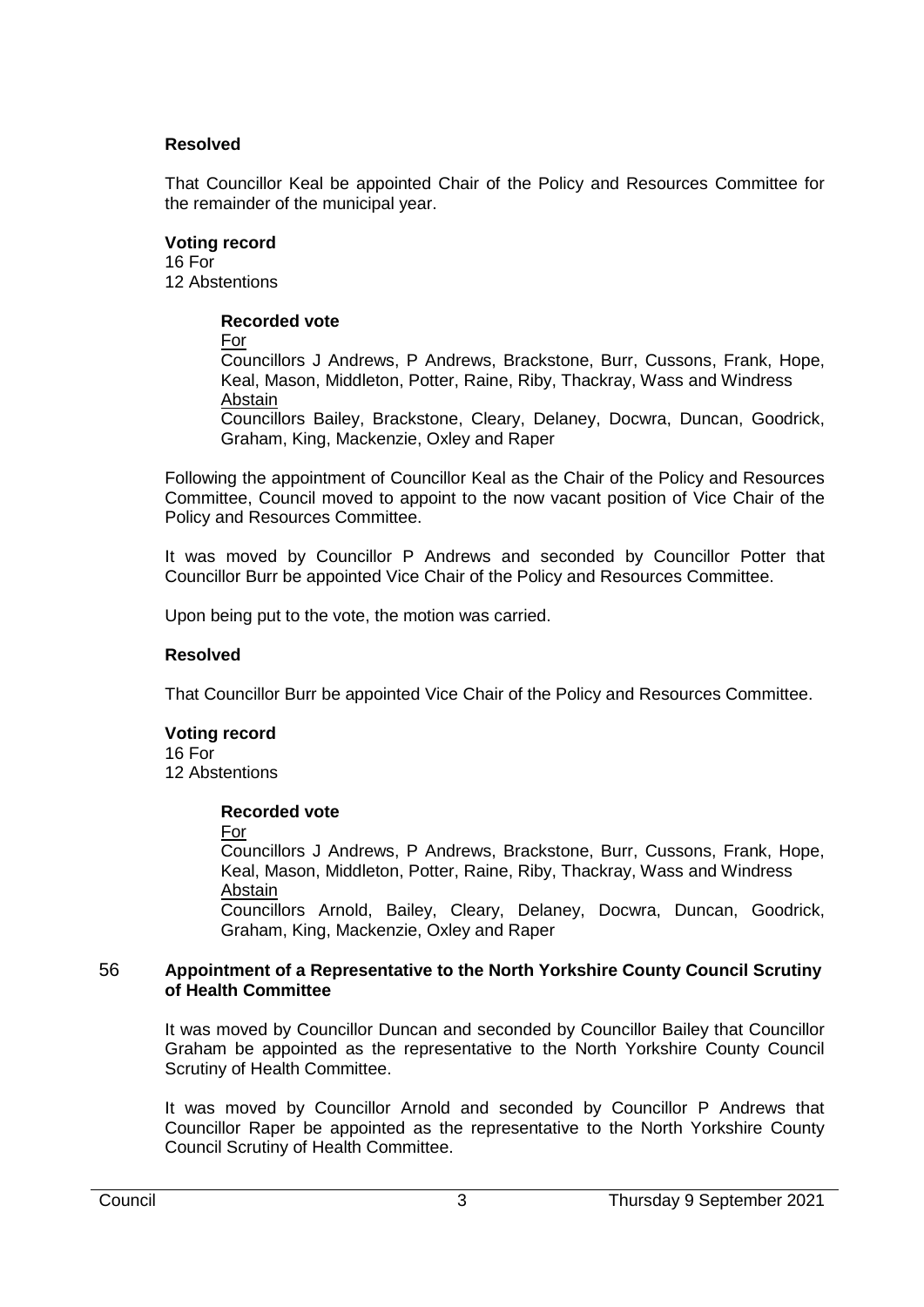**Resolved**

That Councillor Keal be appointed Chair of the Policy and Resources Committee for the remainder of the municipal year.

**Voting record**
16 For
12 Abstentions

> **Recorded vote**
> For
> Councillors J Andrews, P Andrews, Brackstone, Burr, Cussons, Frank, Hope, Keal, Mason, Middleton, Potter, Raine, Riby, Thackray, Wass and Windress
> Abstain
> Councillors Bailey, Brackstone, Cleary, Delaney, Docwra, Duncan, Goodrick, Graham, King, Mackenzie, Oxley and Raper

Following the appointment of Councillor Keal as the Chair of the Policy and Resources Committee, Council moved to appoint to the now vacant position of Vice Chair of the Policy and Resources Committee.

It was moved by Councillor P Andrews and seconded by Councillor Potter that Councillor Burr be appointed Vice Chair of the Policy and Resources Committee.

Upon being put to the vote, the motion was carried.

**Resolved**

That Councillor Burr be appointed Vice Chair of the Policy and Resources Committee.

**Voting record**
16 For
12 Abstentions

> **Recorded vote**
> For
> Councillors J Andrews, P Andrews, Brackstone, Burr, Cussons, Frank, Hope, Keal, Mason, Middleton, Potter, Raine, Riby, Thackray, Wass and Windress
> Abstain
> Councillors Arnold, Bailey, Cleary, Delaney, Docwra, Duncan, Goodrick, Graham, King, Mackenzie, Oxley and Raper

## 56 Appointment of a Representative to the North Yorkshire County Council Scrutiny of Health Committee

It was moved by Councillor Duncan and seconded by Councillor Bailey that Councillor Graham be appointed as the representative to the North Yorkshire County Council Scrutiny of Health Committee.

It was moved by Councillor Arnold and seconded by Councillor P Andrews that Councillor Raper be appointed as the representative to the North Yorkshire County Council Scrutiny of Health Committee.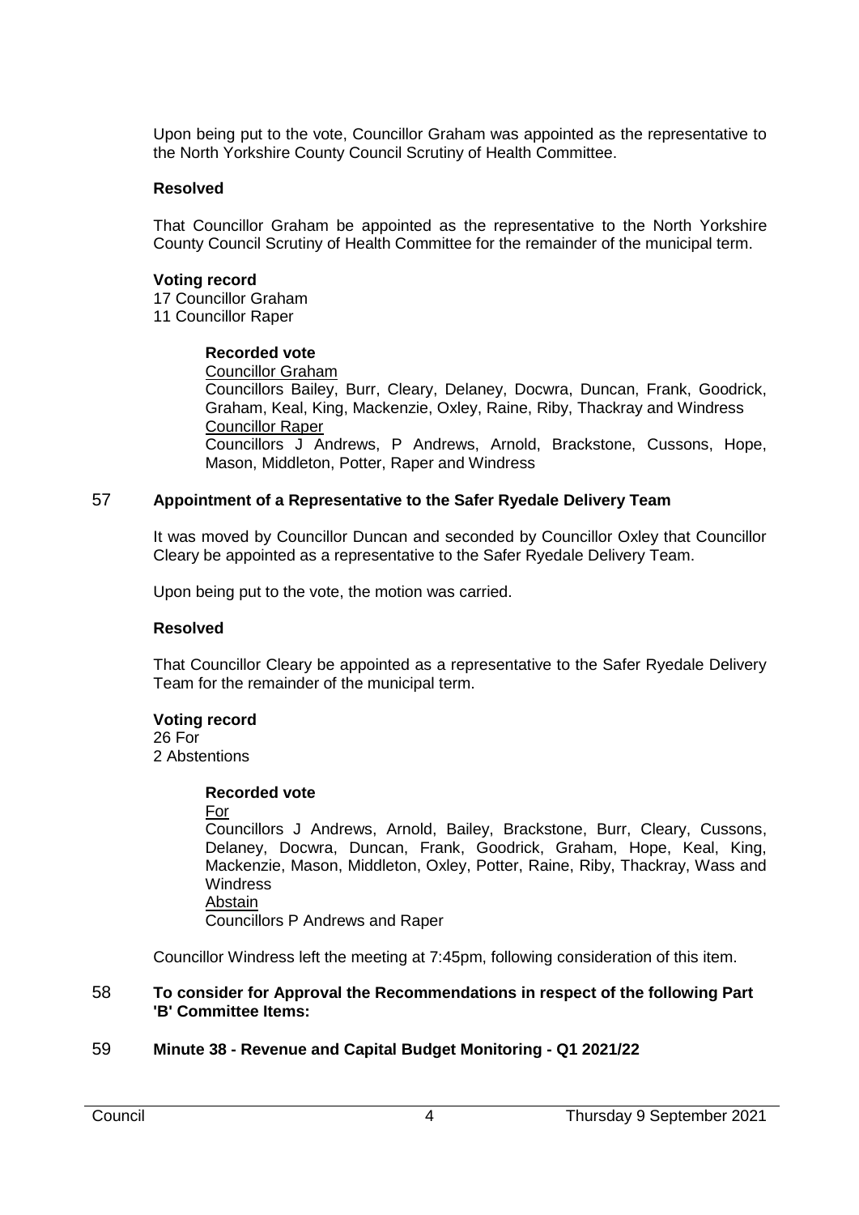Upon being put to the vote, Councillor Graham was appointed as the representative to the North Yorkshire County Council Scrutiny of Health Committee.

**Resolved**

That Councillor Graham be appointed as the representative to the North Yorkshire County Council Scrutiny of Health Committee for the remainder of the municipal term.

**Voting record**
17 Councillor Graham
11 Councillor Raper

**Recorded vote**
Councillor Graham
Councillors Bailey, Burr, Cleary, Delaney, Docwra, Duncan, Frank, Goodrick, Graham, Keal, King, Mackenzie, Oxley, Raine, Riby, Thackray and Windress
Councillor Raper
Councillors J Andrews, P Andrews, Arnold, Brackstone, Cussons, Hope, Mason, Middleton, Potter, Raper and Windress

## 57 Appointment of a Representative to the Safer Ryedale Delivery Team

It was moved by Councillor Duncan and seconded by Councillor Oxley that Councillor Cleary be appointed as a representative to the Safer Ryedale Delivery Team.

Upon being put to the vote, the motion was carried.

**Resolved**

That Councillor Cleary be appointed as a representative to the Safer Ryedale Delivery Team for the remainder of the municipal term.

**Voting record**
26 For
2 Abstentions

**Recorded vote**
For
Councillors J Andrews, Arnold, Bailey, Brackstone, Burr, Cleary, Cussons, Delaney, Docwra, Duncan, Frank, Goodrick, Graham, Hope, Keal, King, Mackenzie, Mason, Middleton, Oxley, Potter, Raine, Riby, Thackray, Wass and Windress
Abstain
Councillors P Andrews and Raper

Councillor Windress left the meeting at 7:45pm, following consideration of this item.

## 58 To consider for Approval the Recommendations in respect of the following Part 'B' Committee Items:

## 59 Minute 38 - Revenue and Capital Budget Monitoring - Q1 2021/22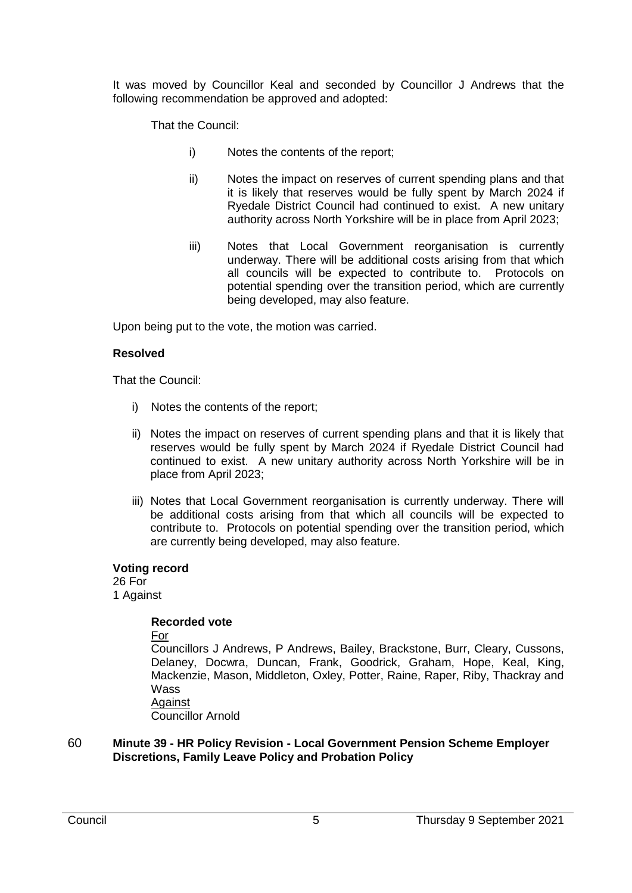It was moved by Councillor Keal and seconded by Councillor J Andrews that the following recommendation be approved and adopted:

That the Council:

i) Notes the contents of the report;

ii) Notes the impact on reserves of current spending plans and that it is likely that reserves would be fully spent by March 2024 if Ryedale District Council had continued to exist. A new unitary authority across North Yorkshire will be in place from April 2023;

iii) Notes that Local Government reorganisation is currently underway. There will be additional costs arising from that which all councils will be expected to contribute to. Protocols on potential spending over the transition period, which are currently being developed, may also feature.

Upon being put to the vote, the motion was carried.

**Resolved**

That the Council:

i) Notes the contents of the report;

ii) Notes the impact on reserves of current spending plans and that it is likely that reserves would be fully spent by March 2024 if Ryedale District Council had continued to exist. A new unitary authority across North Yorkshire will be in place from April 2023;

iii) Notes that Local Government reorganisation is currently underway. There will be additional costs arising from that which all councils will be expected to contribute to. Protocols on potential spending over the transition period, which are currently being developed, may also feature.

**Voting record**
26 For
1 Against

**Recorded vote**

For

Councillors J Andrews, P Andrews, Bailey, Brackstone, Burr, Cleary, Cussons, Delaney, Docwra, Duncan, Frank, Goodrick, Graham, Hope, Keal, King, Mackenzie, Mason, Middleton, Oxley, Potter, Raine, Raper, Riby, Thackray and Wass

Against

Councillor Arnold

60 **Minute 39 - HR Policy Revision - Local Government Pension Scheme Employer Discretions, Family Leave Policy and Probation Policy**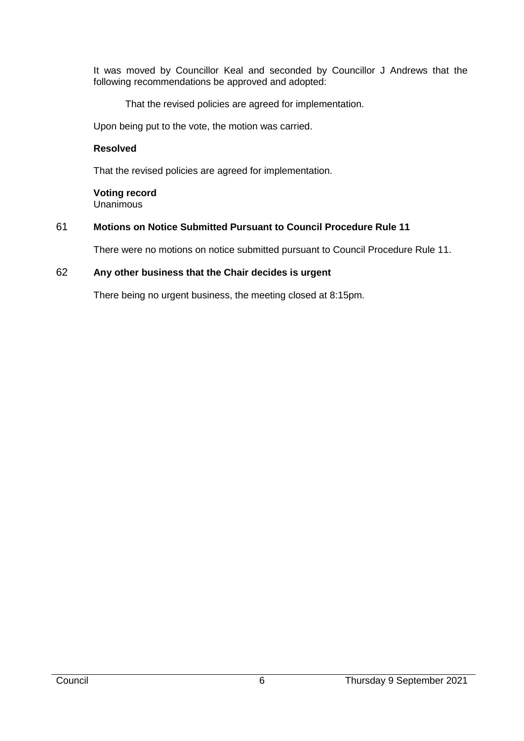It was moved by Councillor Keal and seconded by Councillor J Andrews that the following recommendations be approved and adopted:

> That the revised policies are agreed for implementation.

Upon being put to the vote, the motion was carried.

**Resolved**

That the revised policies are agreed for implementation.

**Voting record**
Unanimous

## 61 Motions on Notice Submitted Pursuant to Council Procedure Rule 11

There were no motions on notice submitted pursuant to Council Procedure Rule 11.

## 62 Any other business that the Chair decides is urgent

There being no urgent business, the meeting closed at 8:15pm.